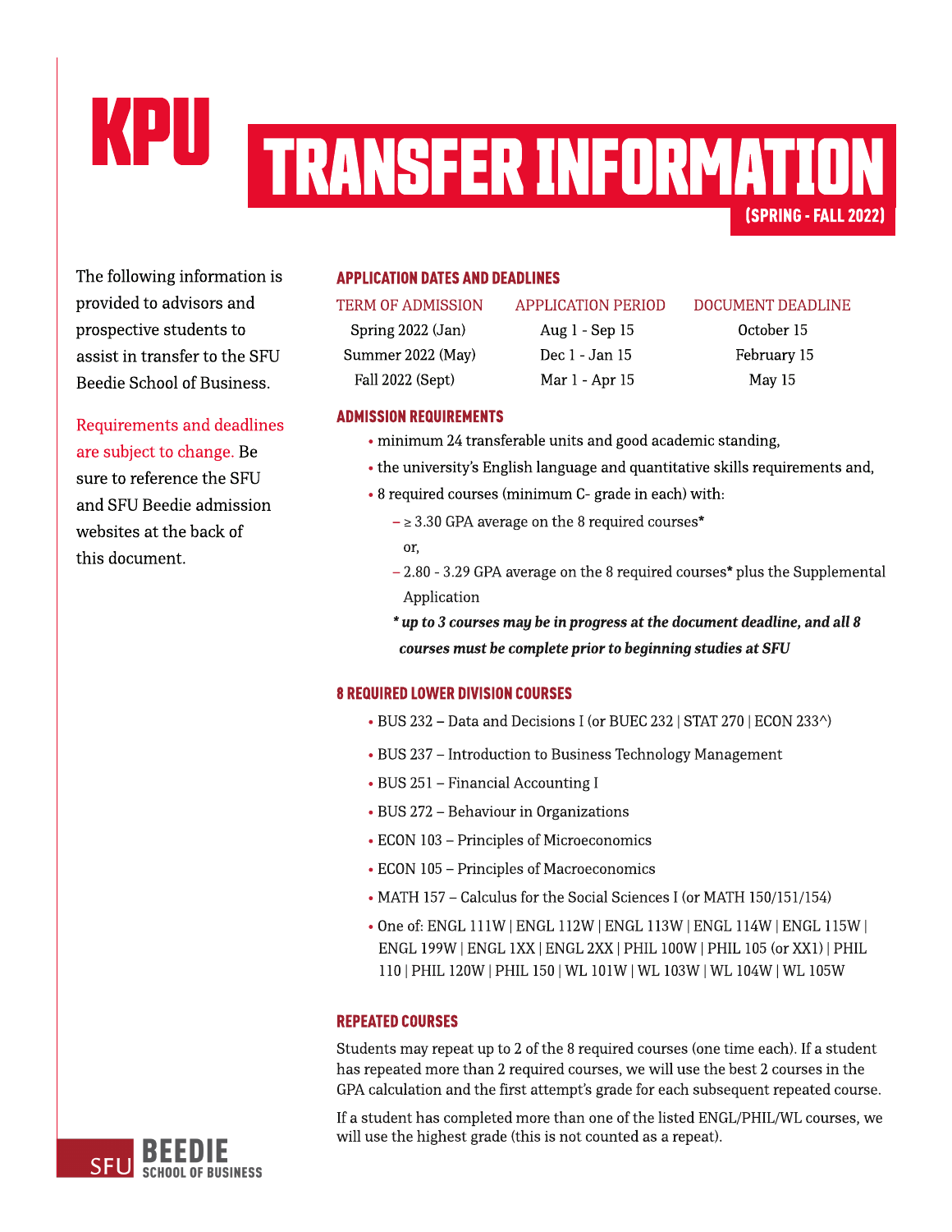# KPU TRANSFER INFORMATION

(SPRING - FALL 2022)

The following information is provided to advisors and prospective students to assist in transfer to the SFU Beedie School of Business.

Requirements and deadlines are subject to change. Be sure to reference the SFU and SFU Beedie admission websites at the back of this document.

## APPLICATION DATES AND DEADLINES

| TERM OF ADMISSION | APPLICATION PERIOD | DOCUMENT DEADLINE |
| --- | --- | --- |
| Spring 2022 (Jan) | Aug 1 - Sep 15 | October 15 |
| Summer 2022 (May) | Dec 1 - Jan 15 | February 15 |
| Fall 2022 (Sept) | Mar 1 - Apr 15 | May 15 |

## ADMISSION REQUIREMENTS

- minimum 24 transferable units and good academic standing,
- the university's English language and quantitative skills requirements and,
- 8 required courses (minimum C- grade in each) with:
  - ≥ 3.30 GPA average on the 8 required courses*

    or,
  - 2.80 - 3.29 GPA average on the 8 required courses* plus the Supplemental Application

  ***up to 3 courses may be in progress at the document deadline, and all 8 courses must be complete prior to beginning studies at SFU***

## 8 REQUIRED LOWER DIVISION COURSES

- BUS 232 – Data and Decisions I (or BUEC 232 | STAT 270 | ECON 233^)
- BUS 237 – Introduction to Business Technology Management
- BUS 251 – Financial Accounting I
- BUS 272 – Behaviour in Organizations
- ECON 103 – Principles of Microeconomics
- ECON 105 – Principles of Macroeconomics
- MATH 157 – Calculus for the Social Sciences I (or MATH 150/151/154)
- One of: ENGL 111W | ENGL 112W | ENGL 113W | ENGL 114W | ENGL 115W | ENGL 199W | ENGL 1XX | ENGL 2XX | PHIL 100W | PHIL 105 (or XX1) | PHIL 110 | PHIL 120W | PHIL 150 | WL 101W | WL 103W | WL 104W | WL 105W

## REPEATED COURSES

Students may repeat up to 2 of the 8 required courses (one time each). If a student has repeated more than 2 required courses, we will use the best 2 courses in the GPA calculation and the first attempt's grade for each subsequent repeated course.

If a student has completed more than one of the listed ENGL/PHIL/WL courses, we will use the highest grade (this is not counted as a repeat).

SFU BEEDIE SCHOOL OF BUSINESS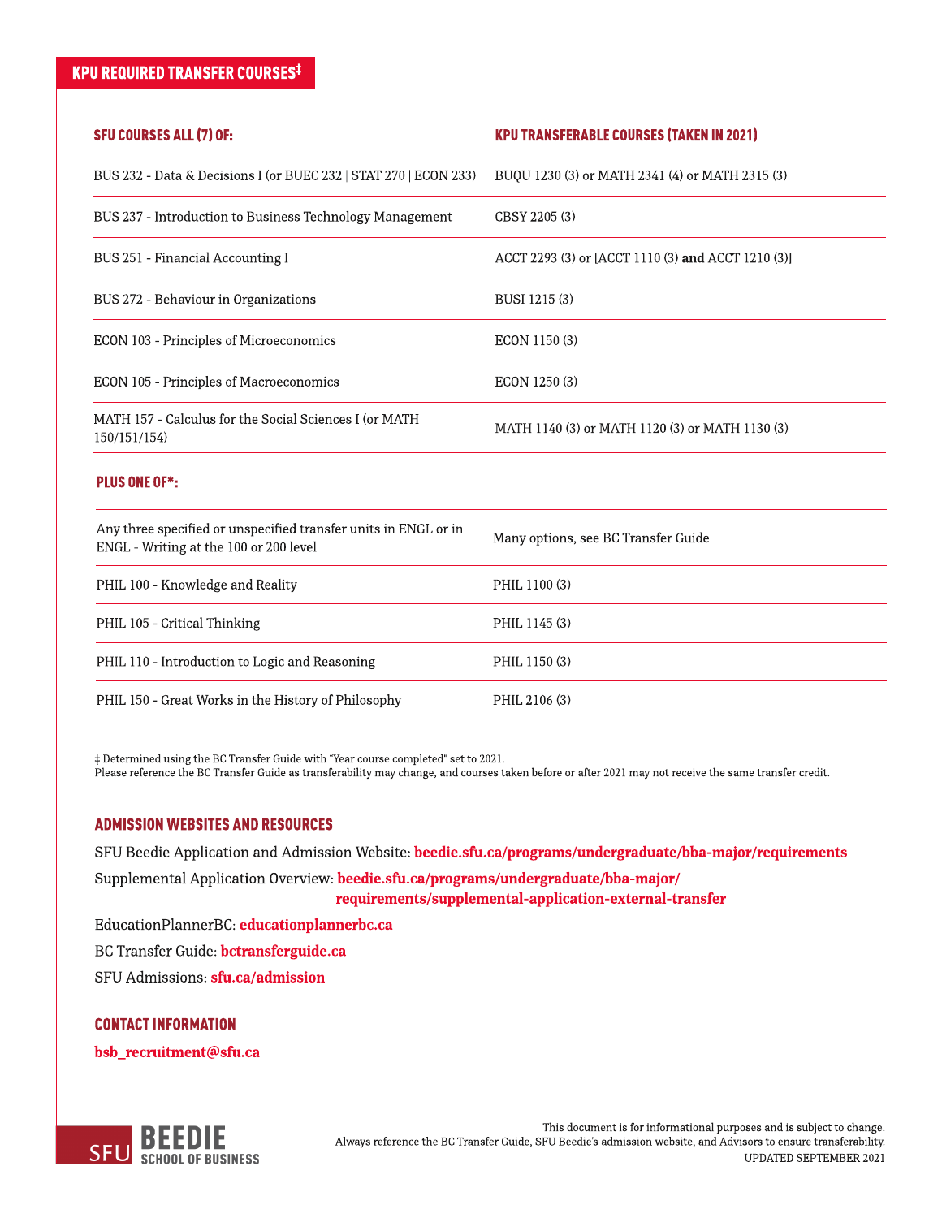## KPU REQUIRED TRANSFER COURSES‡

| SFU COURSES ALL (7) OF: | KPU TRANSFERABLE COURSES (TAKEN IN 2021) |
|---|---|
| BUS 232 - Data & Decisions I (or BUEC 232 \| STAT 270 \| ECON 233) | BUQU 1230 (3) or MATH 2341 (4) or MATH 2315 (3) |
| BUS 237 - Introduction to Business Technology Management | CBSY 2205 (3) |
| BUS 251 - Financial Accounting I | ACCT 2293 (3) or [ACCT 1110 (3) **and** ACCT 1210 (3)] |
| BUS 272 - Behaviour in Organizations | BUSI 1215 (3) |
| ECON 103 - Principles of Microeconomics | ECON 1150 (3) |
| ECON 105 - Principles of Macroeconomics | ECON 1250 (3) |
| MATH 157 - Calculus for the Social Sciences I (or MATH 150/151/154) | MATH 1140 (3) or MATH 1120 (3) or MATH 1130 (3) |

### PLUS ONE OF*:

| | |
|---|---|
| Any three specified or unspecified transfer units in ENGL or in ENGL - Writing at the 100 or 200 level | Many options, see BC Transfer Guide |
| PHIL 100 - Knowledge and Reality | PHIL 1100 (3) |
| PHIL 105 - Critical Thinking | PHIL 1145 (3) |
| PHIL 110 - Introduction to Logic and Reasoning | PHIL 1150 (3) |
| PHIL 150 - Great Works in the History of Philosophy | PHIL 2106 (3) |

‡ Determined using the BC Transfer Guide with "Year course completed" set to 2021.
Please reference the BC Transfer Guide as transferability may change, and courses taken before or after 2021 may not receive the same transfer credit.

## ADMISSION WEBSITES AND RESOURCES

SFU Beedie Application and Admission Website: **beedie.sfu.ca/programs/undergraduate/bba-major/requirements**

Supplemental Application Overview: **beedie.sfu.ca/programs/undergraduate/bba-major/requirements/supplemental-application-external-transfer**

EducationPlannerBC: **educationplannerbc.ca**

BC Transfer Guide: **bctransferguide.ca**

SFU Admissions: **sfu.ca/admission**

## CONTACT INFORMATION

**bsb_recruitment@sfu.ca**

SFU BEEDIE SCHOOL OF BUSINESS

This document is for informational purposes and is subject to change.
Always reference the BC Transfer Guide, SFU Beedie's admission website, and Advisors to ensure transferability.
UPDATED SEPTEMBER 2021